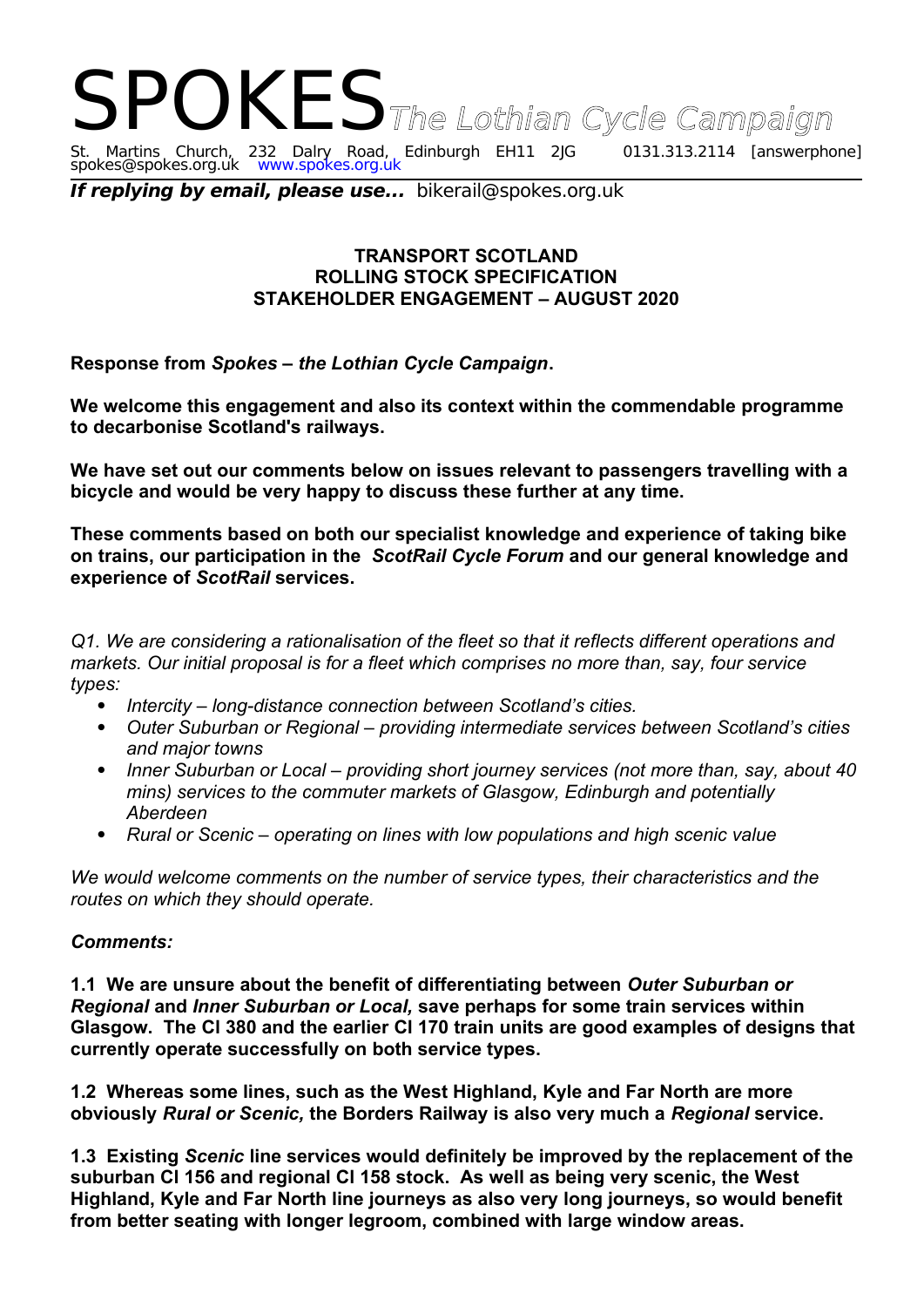# SPOKES *The Lothian Cycle Campaign*

St. Martins Church, 232 Dalry Road, Edinburgh EH11 2JG 0131.313.2114 [answerphone]
spokes@spokes.org.uk www.spokes.org.uk

***If replying by email, please use...*** bikerail@spokes.org.uk

**TRANSPORT SCOTLAND**
**ROLLING STOCK SPECIFICATION**
**STAKEHOLDER ENGAGEMENT – AUGUST 2020**

**Response from *Spokes – the Lothian Cycle Campaign*.**

**We welcome this engagement and also its context within the commendable programme to decarbonise Scotland's railways.**

**We have set out our comments below on issues relevant to passengers travelling with a bicycle and would be very happy to discuss these further at any time.**

**These comments based on both our specialist knowledge and experience of taking bike on trains, our participation in the *ScotRail Cycle Forum* and our general knowledge and experience of *ScotRail* services.**

*Q1. We are considering a rationalisation of the fleet so that it reflects different operations and markets. Our initial proposal is for a fleet which comprises no more than, say, four service types:*

- *Intercity – long-distance connection between Scotland's cities.*
- *Outer Suburban or Regional – providing intermediate services between Scotland's cities and major towns*
- *Inner Suburban or Local – providing short journey services (not more than, say, about 40 mins) services to the commuter markets of Glasgow, Edinburgh and potentially Aberdeen*
- *Rural or Scenic – operating on lines with low populations and high scenic value*

*We would welcome comments on the number of service types, their characteristics and the routes on which they should operate.*

***Comments:***

**1.1 We are unsure about the benefit of differentiating between *Outer Suburban or Regional* and *Inner Suburban or Local,* save perhaps for some train services within Glasgow. The Cl 380 and the earlier Cl 170 train units are good examples of designs that currently operate successfully on both service types.**

**1.2 Whereas some lines, such as the West Highland, Kyle and Far North are more obviously *Rural or Scenic,* the Borders Railway is also very much a *Regional* service.**

**1.3 Existing *Scenic* line services would definitely be improved by the replacement of the suburban Cl 156 and regional Cl 158 stock. As well as being very scenic, the West Highland, Kyle and Far North line journeys as also very long journeys, so would benefit from better seating with longer legroom, combined with large window areas.**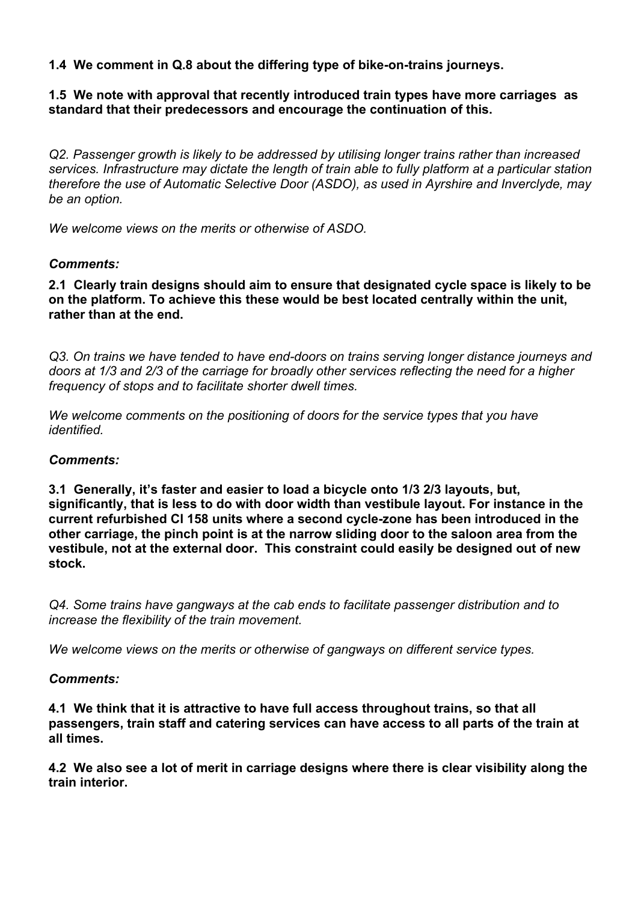**1.4 We comment in Q.8 about the differing type of bike-on-trains journeys.**

**1.5 We note with approval that recently introduced train types have more carriages as standard that their predecessors and encourage the continuation of this.**

*Q2. Passenger growth is likely to be addressed by utilising longer trains rather than increased services. Infrastructure may dictate the length of train able to fully platform at a particular station therefore the use of Automatic Selective Door (ASDO), as used in Ayrshire and Inverclyde, may be an option.*

*We welcome views on the merits or otherwise of ASDO.*

***Comments:***

**2.1 Clearly train designs should aim to ensure that designated cycle space is likely to be on the platform. To achieve this these would be best located centrally within the unit, rather than at the end.**

*Q3. On trains we have tended to have end-doors on trains serving longer distance journeys and doors at 1/3 and 2/3 of the carriage for broadly other services reflecting the need for a higher frequency of stops and to facilitate shorter dwell times.*

*We welcome comments on the positioning of doors for the service types that you have identified.*

***Comments:***

**3.1 Generally, it's faster and easier to load a bicycle onto 1/3 2/3 layouts, but, significantly, that is less to do with door width than vestibule layout. For instance in the current refurbished Cl 158 units where a second cycle-zone has been introduced in the other carriage, the pinch point is at the narrow sliding door to the saloon area from the vestibule, not at the external door. This constraint could easily be designed out of new stock.**

*Q4. Some trains have gangways at the cab ends to facilitate passenger distribution and to increase the flexibility of the train movement.*

*We welcome views on the merits or otherwise of gangways on different service types.*

***Comments:***

**4.1 We think that it is attractive to have full access throughout trains, so that all passengers, train staff and catering services can have access to all parts of the train at all times.**

**4.2 We also see a lot of merit in carriage designs where there is clear visibility along the train interior.**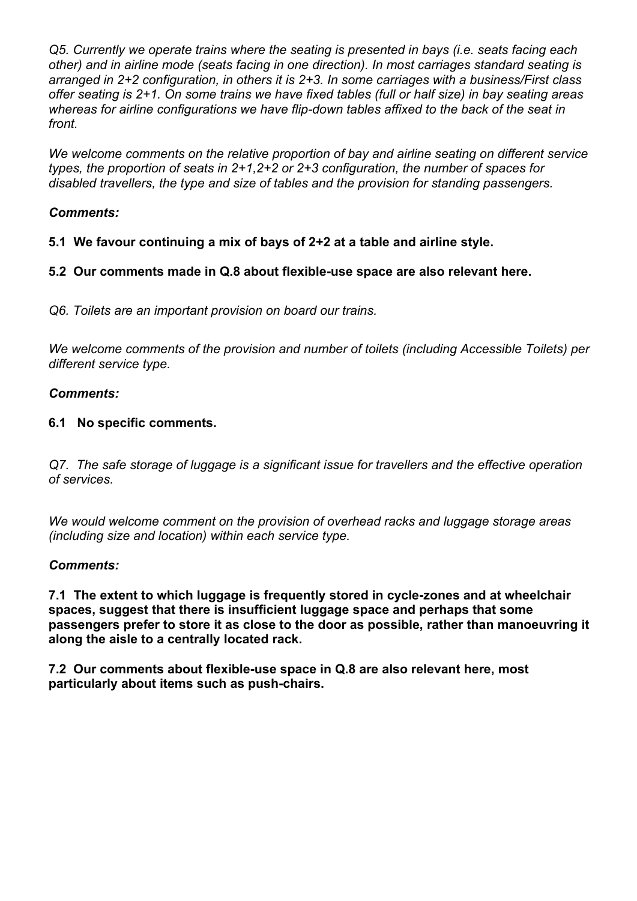*Q5. Currently we operate trains where the seating is presented in bays (i.e. seats facing each other) and in airline mode (seats facing in one direction). In most carriages standard seating is arranged in 2+2 configuration, in others it is 2+3. In some carriages with a business/First class offer seating is 2+1. On some trains we have fixed tables (full or half size) in bay seating areas whereas for airline configurations we have flip-down tables affixed to the back of the seat in front.*

*We welcome comments on the relative proportion of bay and airline seating on different service types, the proportion of seats in 2+1,2+2 or 2+3 configuration, the number of spaces for disabled travellers, the type and size of tables and the provision for standing passengers.*

***Comments:***

**5.1 We favour continuing a mix of bays of 2+2 at a table and airline style.**

**5.2 Our comments made in Q.8 about flexible-use space are also relevant here.**

*Q6. Toilets are an important provision on board our trains.*

*We welcome comments of the provision and number of toilets (including Accessible Toilets) per different service type.*

***Comments:***

**6.1 No specific comments.**

*Q7. The safe storage of luggage is a significant issue for travellers and the effective operation of services.*

*We would welcome comment on the provision of overhead racks and luggage storage areas (including size and location) within each service type.*

***Comments:***

**7.1 The extent to which luggage is frequently stored in cycle-zones and at wheelchair spaces, suggest that there is insufficient luggage space and perhaps that some passengers prefer to store it as close to the door as possible, rather than manoeuvring it along the aisle to a centrally located rack.**

**7.2 Our comments about flexible-use space in Q.8 are also relevant here, most particularly about items such as push-chairs.**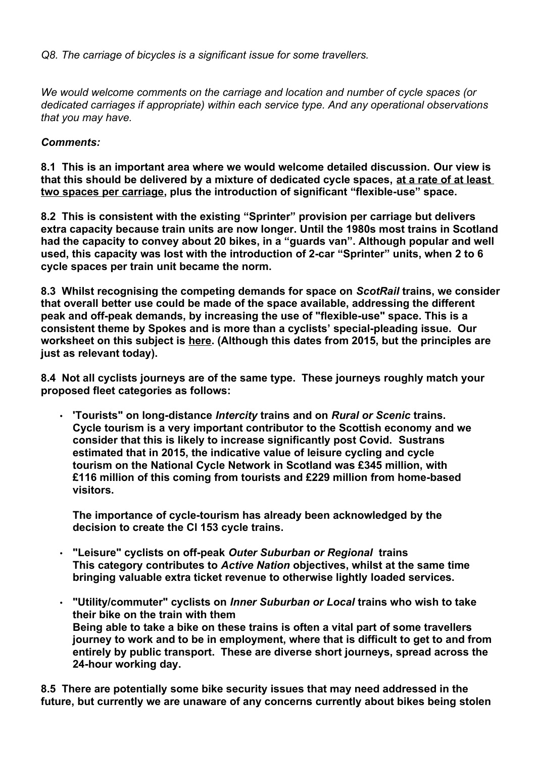*Q8. The carriage of bicycles is a significant issue for some travellers.*

*We would welcome comments on the carriage and location and number of cycle spaces (or dedicated carriages if appropriate) within each service type. And any operational observations that you may have.*

***Comments:***

**8.1 This is an important area where we would welcome detailed discussion. Our view is that this should be delivered by a mixture of dedicated cycle spaces, <u>at a rate of at least two spaces per carriage</u>, plus the introduction of significant "flexible-use" space.**

**8.2 This is consistent with the existing "Sprinter" provision per carriage but delivers extra capacity because train units are now longer. Until the 1980s most trains in Scotland had the capacity to convey about 20 bikes, in a "guards van". Although popular and well used, this capacity was lost with the introduction of 2-car "Sprinter" units, when 2 to 6 cycle spaces per train unit became the norm.**

**8.3 Whilst recognising the competing demands for space on *ScotRail* trains, we consider that overall better use could be made of the space available, addressing the different peak and off-peak demands, by increasing the use of "flexible-use" space. This is a consistent theme by Spokes and is more than a cyclists' special-pleading issue. Our worksheet on this subject is <u>here</u>. (Although this dates from 2015, but the principles are just as relevant today).**

**8.4 Not all cyclists journeys are of the same type. These journeys roughly match your proposed fleet categories as follows:**

- **'Tourists" on long-distance *Intercity* trains and on *Rural or Scenic* trains. Cycle tourism is a very important contributor to the Scottish economy and we consider that this is likely to increase significantly post Covid. Sustrans estimated that in 2015, the indicative value of leisure cycling and cycle tourism on the National Cycle Network in Scotland was £345 million, with £116 million of this coming from tourists and £229 million from home-based visitors.**

  **The importance of cycle-tourism has already been acknowledged by the decision to create the Cl 153 cycle trains.**

- **"Leisure" cyclists on off-peak *Outer Suburban or Regional* trains**
  **This category contributes to *Active Nation* objectives, whilst at the same time bringing valuable extra ticket revenue to otherwise lightly loaded services.**

- **"Utility/commuter" cyclists on *Inner Suburban or Local* trains who wish to take their bike on the train with them**
  **Being able to take a bike on these trains is often a vital part of some travellers journey to work and to be in employment, where that is difficult to get to and from entirely by public transport. These are diverse short journeys, spread across the 24-hour working day.**

**8.5 There are potentially some bike security issues that may need addressed in the future, but currently we are unaware of any concerns currently about bikes being stolen**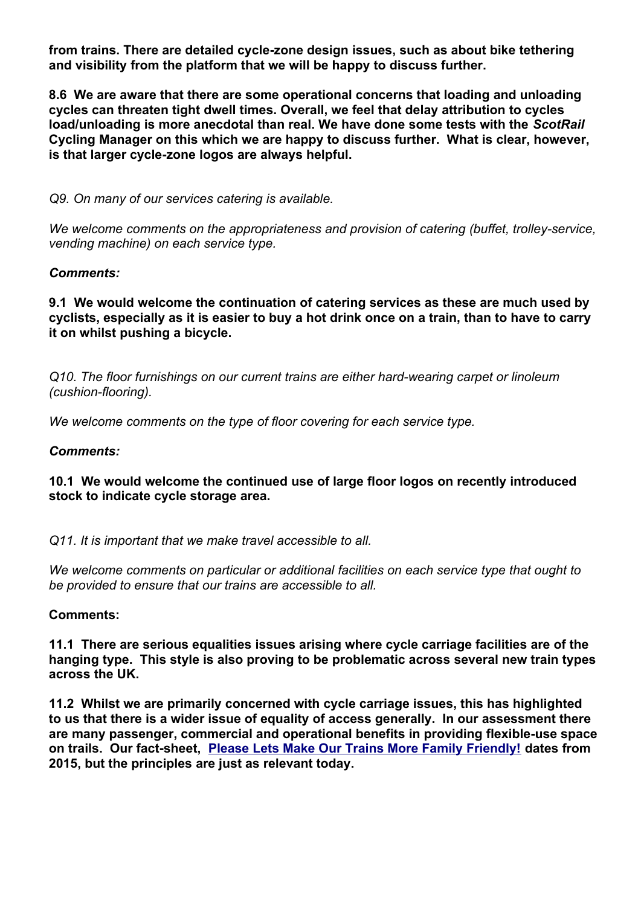**from trains. There are detailed cycle-zone design issues, such as about bike tethering and visibility from the platform that we will be happy to discuss further.**

**8.6 We are aware that there are some operational concerns that loading and unloading cycles can threaten tight dwell times. Overall, we feel that delay attribution to cycles load/unloading is more anecdotal than real. We have done some tests with the *ScotRail* Cycling Manager on this which we are happy to discuss further. What is clear, however, is that larger cycle-zone logos are always helpful.**

*Q9. On many of our services catering is available.*

*We welcome comments on the appropriateness and provision of catering (buffet, trolley-service, vending machine) on each service type.*

***Comments:***

**9.1 We would welcome the continuation of catering services as these are much used by cyclists, especially as it is easier to buy a hot drink once on a train, than to have to carry it on whilst pushing a bicycle.**

*Q10. The floor furnishings on our current trains are either hard-wearing carpet or linoleum (cushion-flooring).*

*We welcome comments on the type of floor covering for each service type.*

***Comments:***

**10.1 We would welcome the continued use of large floor logos on recently introduced stock to indicate cycle storage area.**

*Q11. It is important that we make travel accessible to all.*

*We welcome comments on particular or additional facilities on each service type that ought to be provided to ensure that our trains are accessible to all.*

**Comments:**

**11.1 There are serious equalities issues arising where cycle carriage facilities are of the hanging type. This style is also proving to be problematic across several new train types across the UK.**

**11.2 Whilst we are primarily concerned with cycle carriage issues, this has highlighted to us that there is a wider issue of equality of access generally. In our assessment there are many passenger, commercial and operational benefits in providing flexible-use space on trails. Our fact-sheet, Please Lets Make Our Trains More Family Friendly! dates from 2015, but the principles are just as relevant today.**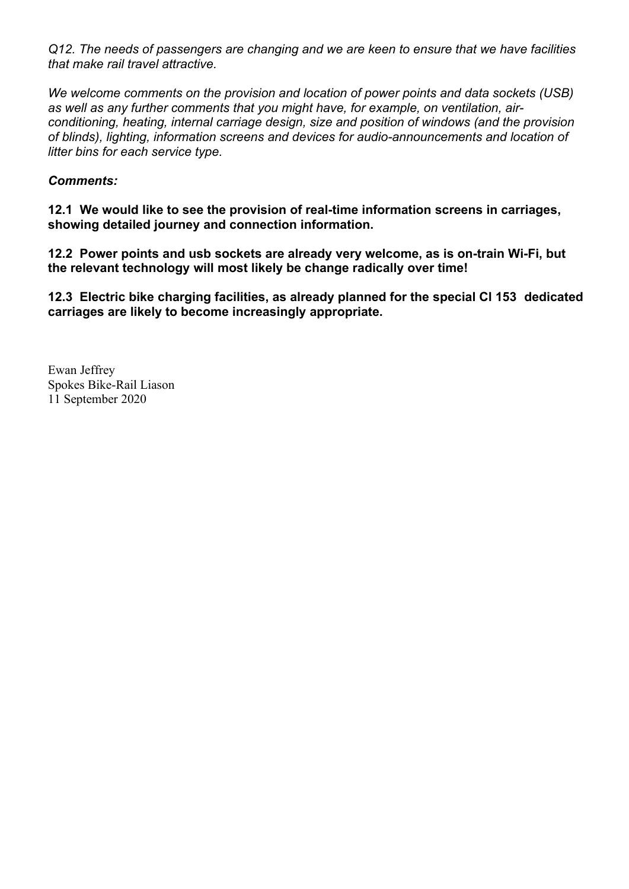*Q12. The needs of passengers are changing and we are keen to ensure that we have facilities that make rail travel attractive.*

*We welcome comments on the provision and location of power points and data sockets (USB) as well as any further comments that you might have, for example, on ventilation, air-conditioning, heating, internal carriage design, size and position of windows (and the provision of blinds), lighting, information screens and devices for audio-announcements and location of litter bins for each service type.*

***Comments:***

**12.1 We would like to see the provision of real-time information screens in carriages, showing detailed journey and connection information.**

**12.2 Power points and usb sockets are already very welcome, as is on-train Wi-Fi, but the relevant technology will most likely be change radically over time!**

**12.3 Electric bike charging facilities, as already planned for the special Cl 153 dedicated carriages are likely to become increasingly appropriate.**

Ewan Jeffrey
Spokes Bike-Rail Liason
11 September 2020